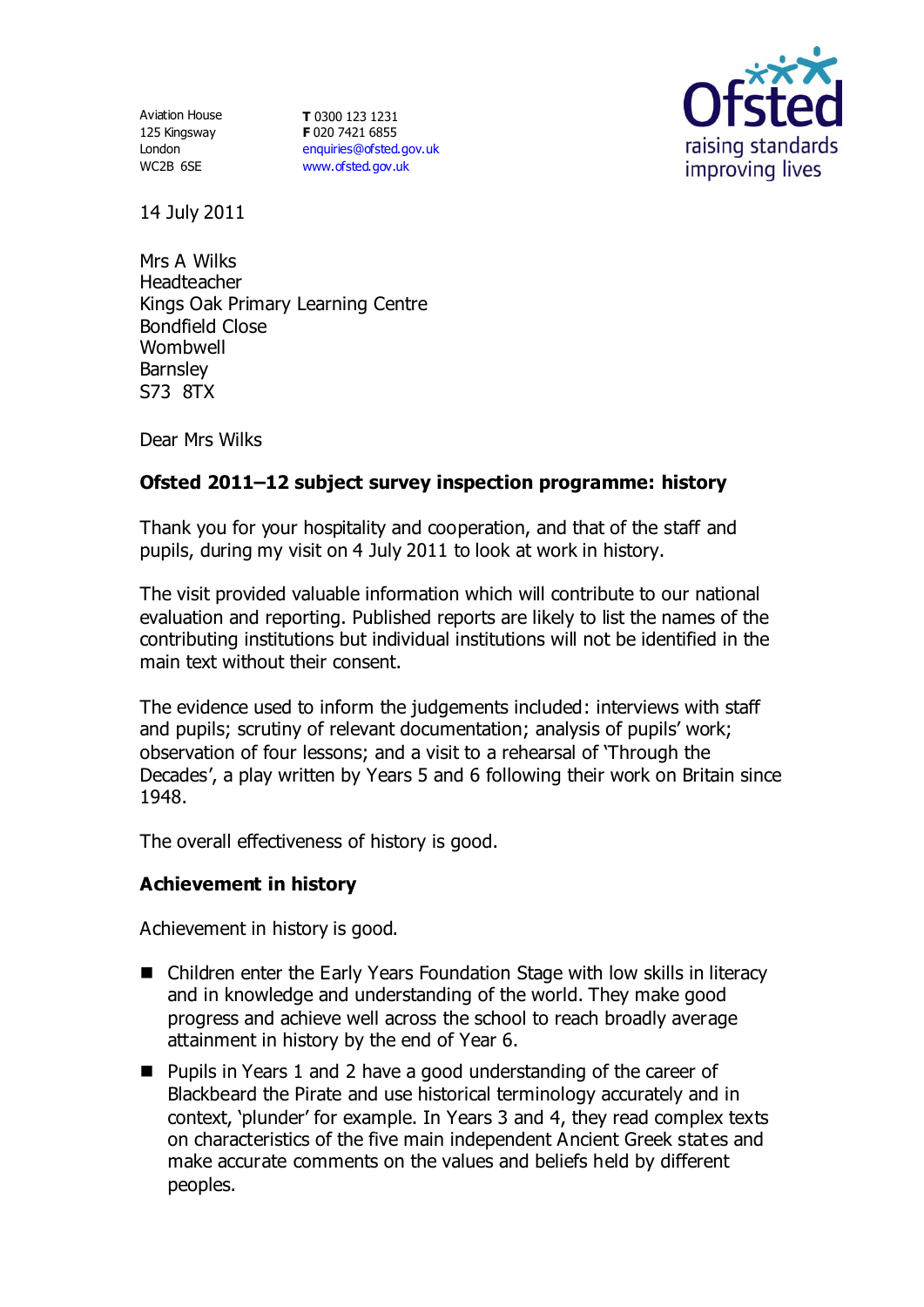Aviation House
125 Kingsway
London
WC2B 6SE

**T** 0300 123 1231
**F** 020 7421 6855
enquiries@ofsted.gov.uk
www.ofsted.gov.uk

Ofsted
raising standards
improving lives

14 July 2011

Mrs A Wilks
Headteacher
Kings Oak Primary Learning Centre
Bondfield Close
Wombwell
Barnsley
S73 8TX

Dear Mrs Wilks

**Ofsted 2011–12 subject survey inspection programme: history**

Thank you for your hospitality and cooperation, and that of the staff and pupils, during my visit on 4 July 2011 to look at work in history.

The visit provided valuable information which will contribute to our national evaluation and reporting. Published reports are likely to list the names of the contributing institutions but individual institutions will not be identified in the main text without their consent.

The evidence used to inform the judgements included: interviews with staff and pupils; scrutiny of relevant documentation; analysis of pupils' work; observation of four lessons; and a visit to a rehearsal of 'Through the Decades', a play written by Years 5 and 6 following their work on Britain since 1948.

The overall effectiveness of history is good.

**Achievement in history**

Achievement in history is good.

- Children enter the Early Years Foundation Stage with low skills in literacy and in knowledge and understanding of the world. They make good progress and achieve well across the school to reach broadly average attainment in history by the end of Year 6.
- Pupils in Years 1 and 2 have a good understanding of the career of Blackbeard the Pirate and use historical terminology accurately and in context, 'plunder' for example. In Years 3 and 4, they read complex texts on characteristics of the five main independent Ancient Greek states and make accurate comments on the values and beliefs held by different peoples.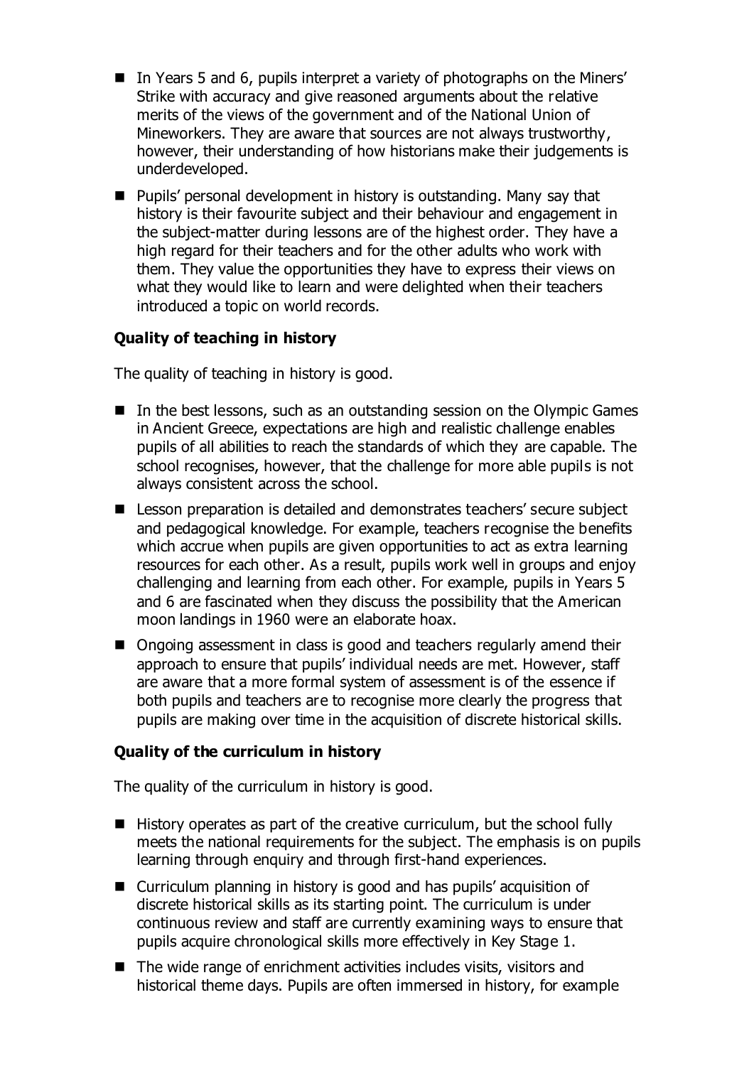- In Years 5 and 6, pupils interpret a variety of photographs on the Miners' Strike with accuracy and give reasoned arguments about the relative merits of the views of the government and of the National Union of Mineworkers. They are aware that sources are not always trustworthy, however, their understanding of how historians make their judgements is underdeveloped.
- Pupils' personal development in history is outstanding. Many say that history is their favourite subject and their behaviour and engagement in the subject-matter during lessons are of the highest order. They have a high regard for their teachers and for the other adults who work with them. They value the opportunities they have to express their views on what they would like to learn and were delighted when their teachers introduced a topic on world records.

**Quality of teaching in history**

The quality of teaching in history is good.

- In the best lessons, such as an outstanding session on the Olympic Games in Ancient Greece, expectations are high and realistic challenge enables pupils of all abilities to reach the standards of which they are capable. The school recognises, however, that the challenge for more able pupils is not always consistent across the school.
- Lesson preparation is detailed and demonstrates teachers' secure subject and pedagogical knowledge. For example, teachers recognise the benefits which accrue when pupils are given opportunities to act as extra learning resources for each other. As a result, pupils work well in groups and enjoy challenging and learning from each other. For example, pupils in Years 5 and 6 are fascinated when they discuss the possibility that the American moon landings in 1960 were an elaborate hoax.
- Ongoing assessment in class is good and teachers regularly amend their approach to ensure that pupils' individual needs are met. However, staff are aware that a more formal system of assessment is of the essence if both pupils and teachers are to recognise more clearly the progress that pupils are making over time in the acquisition of discrete historical skills.

**Quality of the curriculum in history**

The quality of the curriculum in history is good.

- History operates as part of the creative curriculum, but the school fully meets the national requirements for the subject. The emphasis is on pupils learning through enquiry and through first-hand experiences.
- Curriculum planning in history is good and has pupils' acquisition of discrete historical skills as its starting point. The curriculum is under continuous review and staff are currently examining ways to ensure that pupils acquire chronological skills more effectively in Key Stage 1.
- The wide range of enrichment activities includes visits, visitors and historical theme days. Pupils are often immersed in history, for example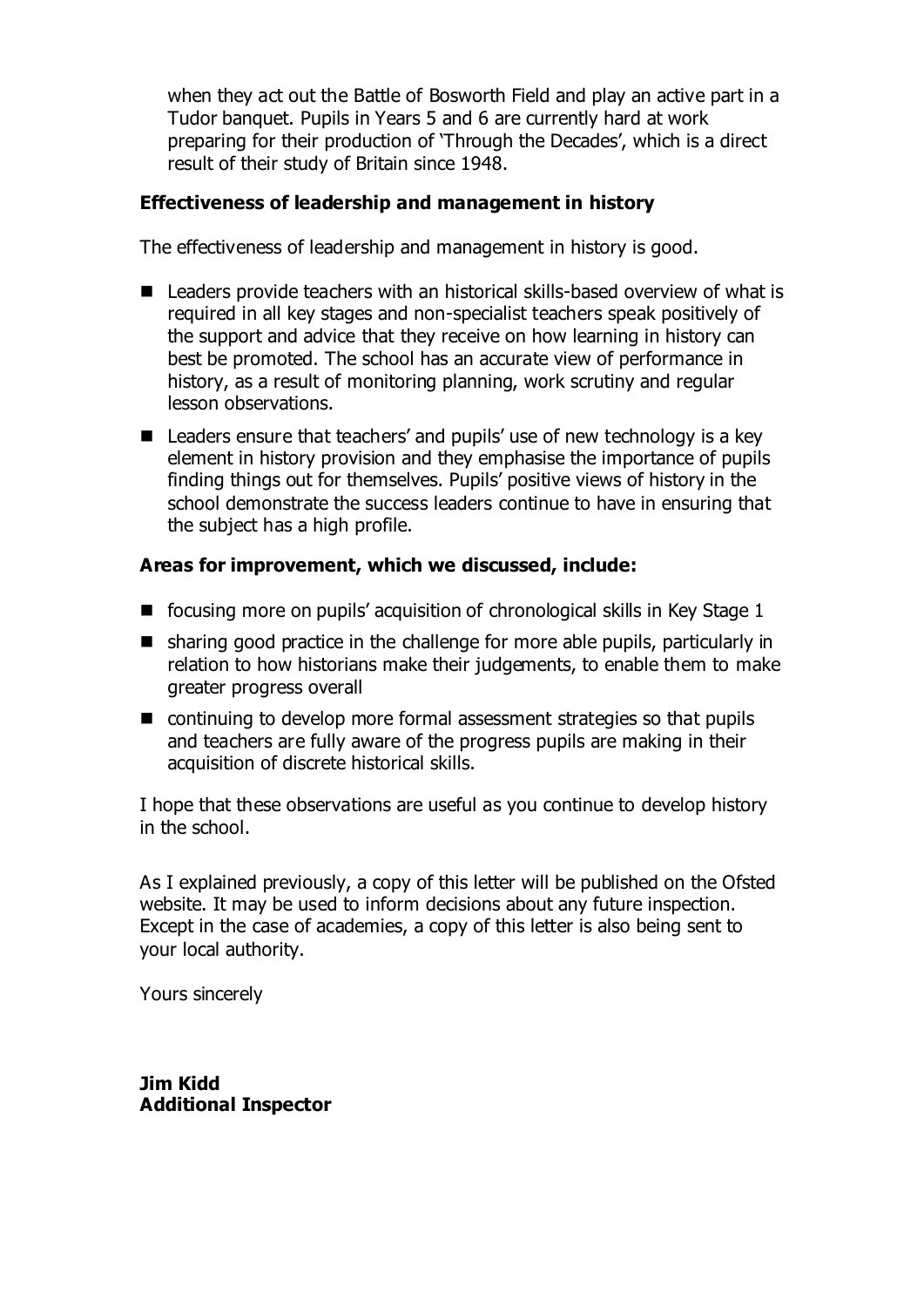when they act out the Battle of Bosworth Field and play an active part in a Tudor banquet. Pupils in Years 5 and 6 are currently hard at work preparing for their production of 'Through the Decades', which is a direct result of their study of Britain since 1948.

**Effectiveness of leadership and management in history**

The effectiveness of leadership and management in history is good.

- Leaders provide teachers with an historical skills-based overview of what is required in all key stages and non-specialist teachers speak positively of the support and advice that they receive on how learning in history can best be promoted. The school has an accurate view of performance in history, as a result of monitoring planning, work scrutiny and regular lesson observations.
- Leaders ensure that teachers' and pupils' use of new technology is a key element in history provision and they emphasise the importance of pupils finding things out for themselves. Pupils' positive views of history in the school demonstrate the success leaders continue to have in ensuring that the subject has a high profile.

**Areas for improvement, which we discussed, include:**

- focusing more on pupils' acquisition of chronological skills in Key Stage 1
- sharing good practice in the challenge for more able pupils, particularly in relation to how historians make their judgements, to enable them to make greater progress overall
- continuing to develop more formal assessment strategies so that pupils and teachers are fully aware of the progress pupils are making in their acquisition of discrete historical skills.

I hope that these observations are useful as you continue to develop history in the school.

As I explained previously, a copy of this letter will be published on the Ofsted website. It may be used to inform decisions about any future inspection. Except in the case of academies, a copy of this letter is also being sent to your local authority.

Yours sincerely

**Jim Kidd**
**Additional Inspector**